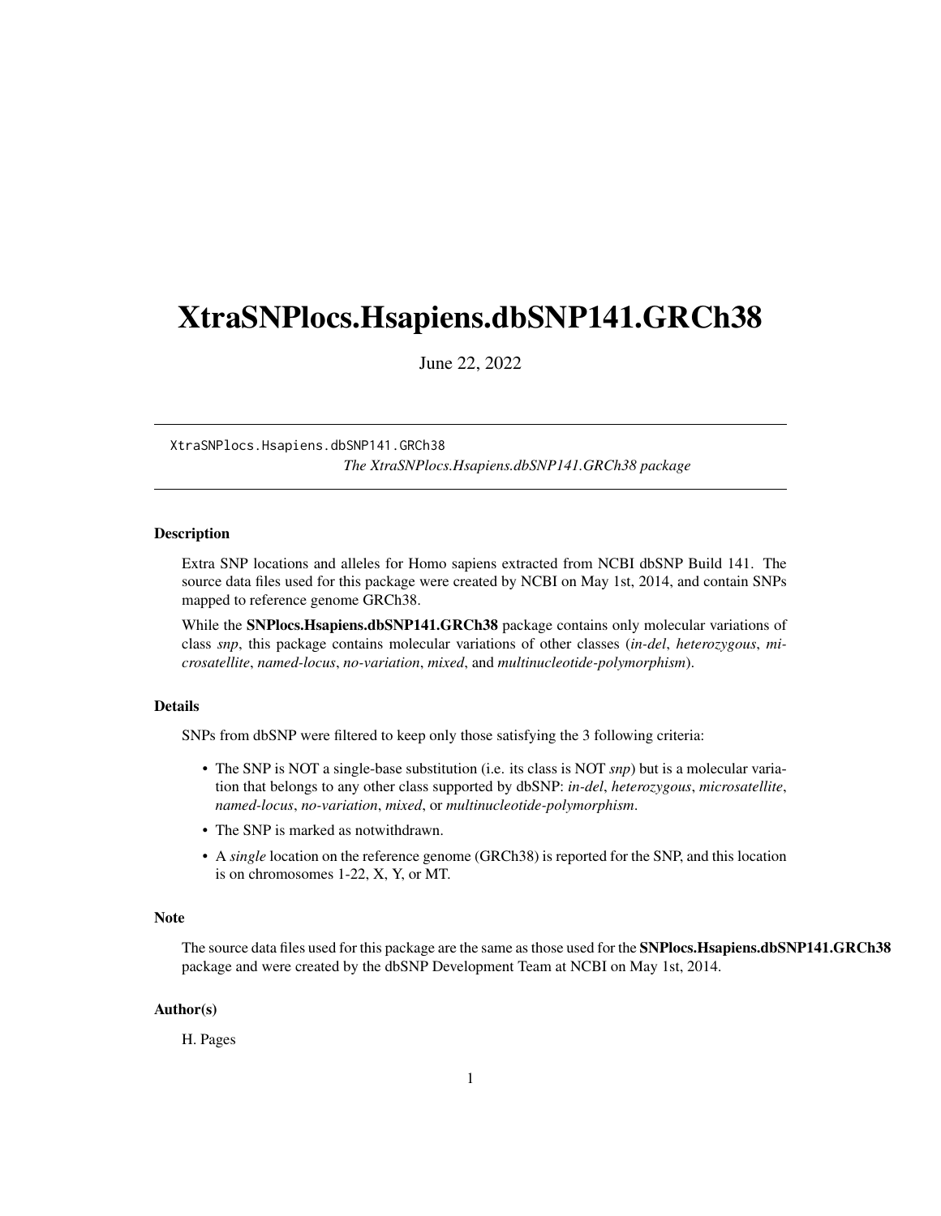# XtraSNPlocs.Hsapiens.dbSNP141.GRCh38

June 22, 2022

XtraSNPlocs.Hsapiens.dbSNP141.GRCh38
*The XtraSNPlocs.Hsapiens.dbSNP141.GRCh38 package*

### Description

Extra SNP locations and alleles for Homo sapiens extracted from NCBI dbSNP Build 141. The source data files used for this package were created by NCBI on May 1st, 2014, and contain SNPs mapped to reference genome GRCh38.

While the **SNPlocs.Hsapiens.dbSNP141.GRCh38** package contains only molecular variations of class *snp*, this package contains molecular variations of other classes (*in-del*, *heterozygous*, *microsatellite*, *named-locus*, *no-variation*, *mixed*, and *multinucleotide-polymorphism*).

### Details

SNPs from dbSNP were filtered to keep only those satisfying the 3 following criteria:

- The SNP is NOT a single-base substitution (i.e. its class is NOT *snp*) but is a molecular variation that belongs to any other class supported by dbSNP: *in-del*, *heterozygous*, *microsatellite*, *named-locus*, *no-variation*, *mixed*, or *multinucleotide-polymorphism*.
- The SNP is marked as notwithdrawn.
- A *single* location on the reference genome (GRCh38) is reported for the SNP, and this location is on chromosomes 1-22, X, Y, or MT.

### Note

The source data files used for this package are the same as those used for the **SNPlocs.Hsapiens.dbSNP141.GRCh38** package and were created by the dbSNP Development Team at NCBI on May 1st, 2014.

### Author(s)

H. Pages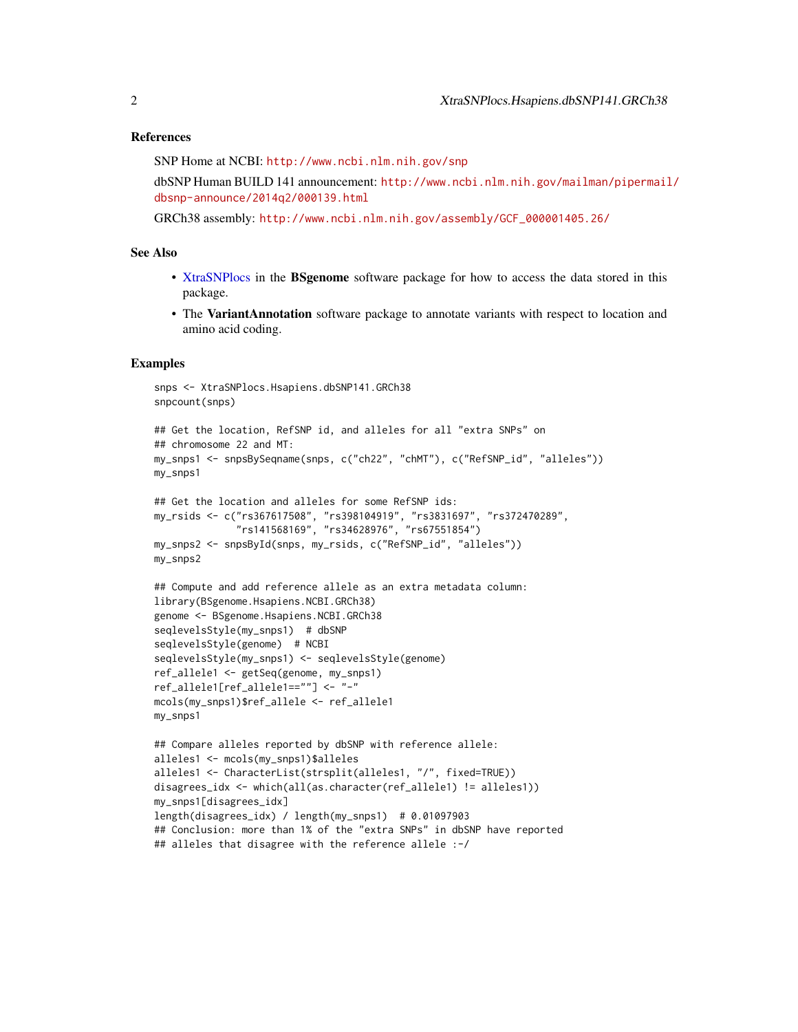## References

SNP Home at NCBI: http://www.ncbi.nlm.nih.gov/snp

dbSNP Human BUILD 141 announcement: http://www.ncbi.nlm.nih.gov/mailman/pipermail/dbsnp-announce/2014q2/000139.html

GRCh38 assembly: http://www.ncbi.nlm.nih.gov/assembly/GCF_000001405.26/

## See Also

- XtraSNPlocs in the **BSgenome** software package for how to access the data stored in this package.
- The **VariantAnnotation** software package to annotate variants with respect to location and amino acid coding.

## Examples

```
snps <- XtraSNPlocs.Hsapiens.dbSNP141.GRCh38
snpcount(snps)

## Get the location, RefSNP id, and alleles for all "extra SNPs" on
## chromosome 22 and MT:
my_snps1 <- snpsBySeqname(snps, c("ch22", "chMT"), c("RefSNP_id", "alleles"))
my_snps1

## Get the location and alleles for some RefSNP ids:
my_rsids <- c("rs367617508", "rs398104919", "rs3831697", "rs372470289",
              "rs141568169", "rs34628976", "rs67551854")
my_snps2 <- snpsById(snps, my_rsids, c("RefSNP_id", "alleles"))
my_snps2

## Compute and add reference allele as an extra metadata column:
library(BSgenome.Hsapiens.NCBI.GRCh38)
genome <- BSgenome.Hsapiens.NCBI.GRCh38
seqlevelsStyle(my_snps1)  # dbSNP
seqlevelsStyle(genome)  # NCBI
seqlevelsStyle(my_snps1) <- seqlevelsStyle(genome)
ref_allele1 <- getSeq(genome, my_snps1)
ref_allele1[ref_allele1==""] <- "-"
mcols(my_snps1)$ref_allele <- ref_allele1
my_snps1

## Compare alleles reported by dbSNP with reference allele:
alleles1 <- mcols(my_snps1)$alleles
alleles1 <- CharacterList(strsplit(alleles1, "/", fixed=TRUE))
disagrees_idx <- which(all(as.character(ref_allele1) != alleles1))
my_snps1[disagrees_idx]
length(disagrees_idx) / length(my_snps1)  # 0.01097903
## Conclusion: more than 1% of the "extra SNPs" in dbSNP have reported
## alleles that disagree with the reference allele :-/
```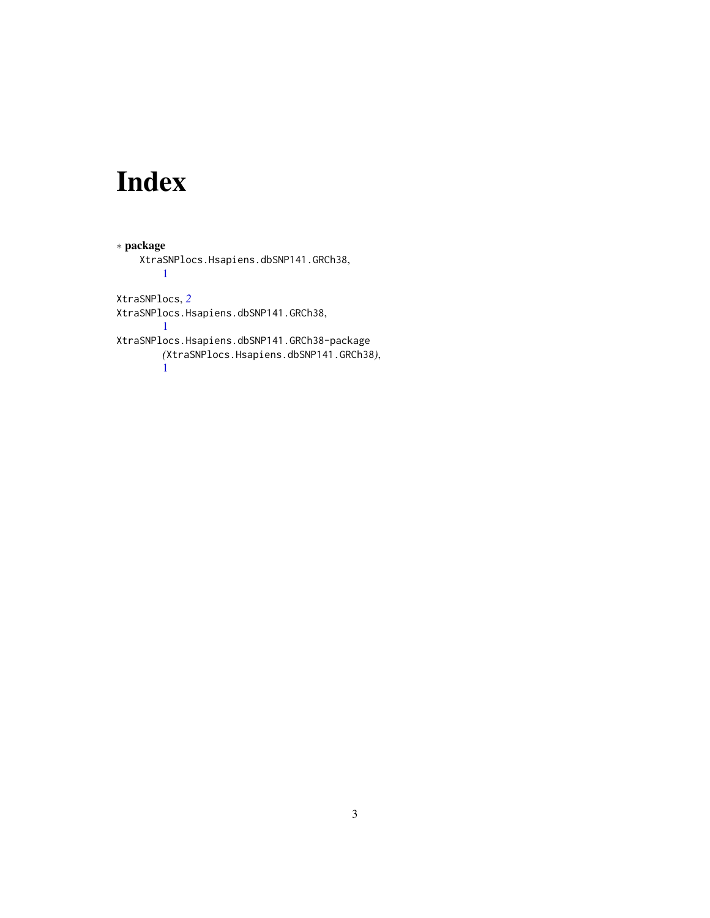# Index

∗ **package**
    XtraSNPlocs.Hsapiens.dbSNP141.GRCh38, 1

XtraSNPlocs, *2*
XtraSNPlocs.Hsapiens.dbSNP141.GRCh38, 1
XtraSNPlocs.Hsapiens.dbSNP141.GRCh38-package
        *(*XtraSNPlocs.Hsapiens.dbSNP141.GRCh38*)*, 1